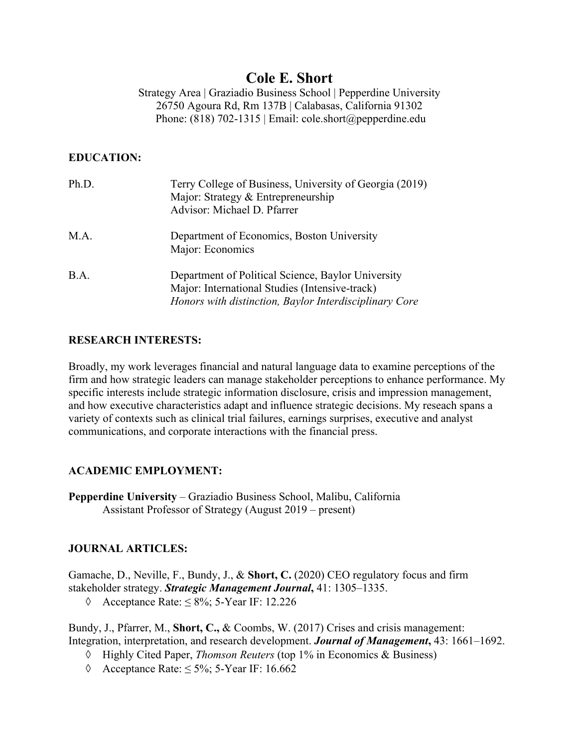# Cole E. Short

Strategy Area | Graziadio Business School | Pepperdine University
26750 Agoura Rd, Rm 137B | Calabasas, California 91302
Phone: (818) 702-1315 | Email: cole.short@pepperdine.edu

## EDUCATION:

Ph.D. — Terry College of Business, University of Georgia (2019)
Major: Strategy & Entrepreneurship
Advisor: Michael D. Pfarrer

M.A. — Department of Economics, Boston University
Major: Economics

B.A. — Department of Political Science, Baylor University
Major: International Studies (Intensive-track)
*Honors with distinction, Baylor Interdisciplinary Core*

## RESEARCH INTERESTS:

Broadly, my work leverages financial and natural language data to examine perceptions of the firm and how strategic leaders can manage stakeholder perceptions to enhance performance. My specific interests include strategic information disclosure, crisis and impression management, and how executive characteristics adapt and influence strategic decisions. My reseach spans a variety of contexts such as clinical trial failures, earnings surprises, executive and analyst communications, and corporate interactions with the financial press.

## ACADEMIC EMPLOYMENT:

**Pepperdine University** – Graziadio Business School, Malibu, California
Assistant Professor of Strategy (August 2019 – present)

## JOURNAL ARTICLES:

Gamache, D., Neville, F., Bundy, J., & **Short, C.** (2020) CEO regulatory focus and firm stakeholder strategy. ***Strategic Management Journal***, 41: 1305–1335.

- ◊ Acceptance Rate: ≤ 8%; 5-Year IF: 12.226

Bundy, J., Pfarrer, M., **Short, C.,** & Coombs, W. (2017) Crises and crisis management: Integration, interpretation, and research development. ***Journal of Management***, 43: 1661–1692.

- ◊ Highly Cited Paper, *Thomson Reuters* (top 1% in Economics & Business)
- ◊ Acceptance Rate: ≤ 5%; 5-Year IF: 16.662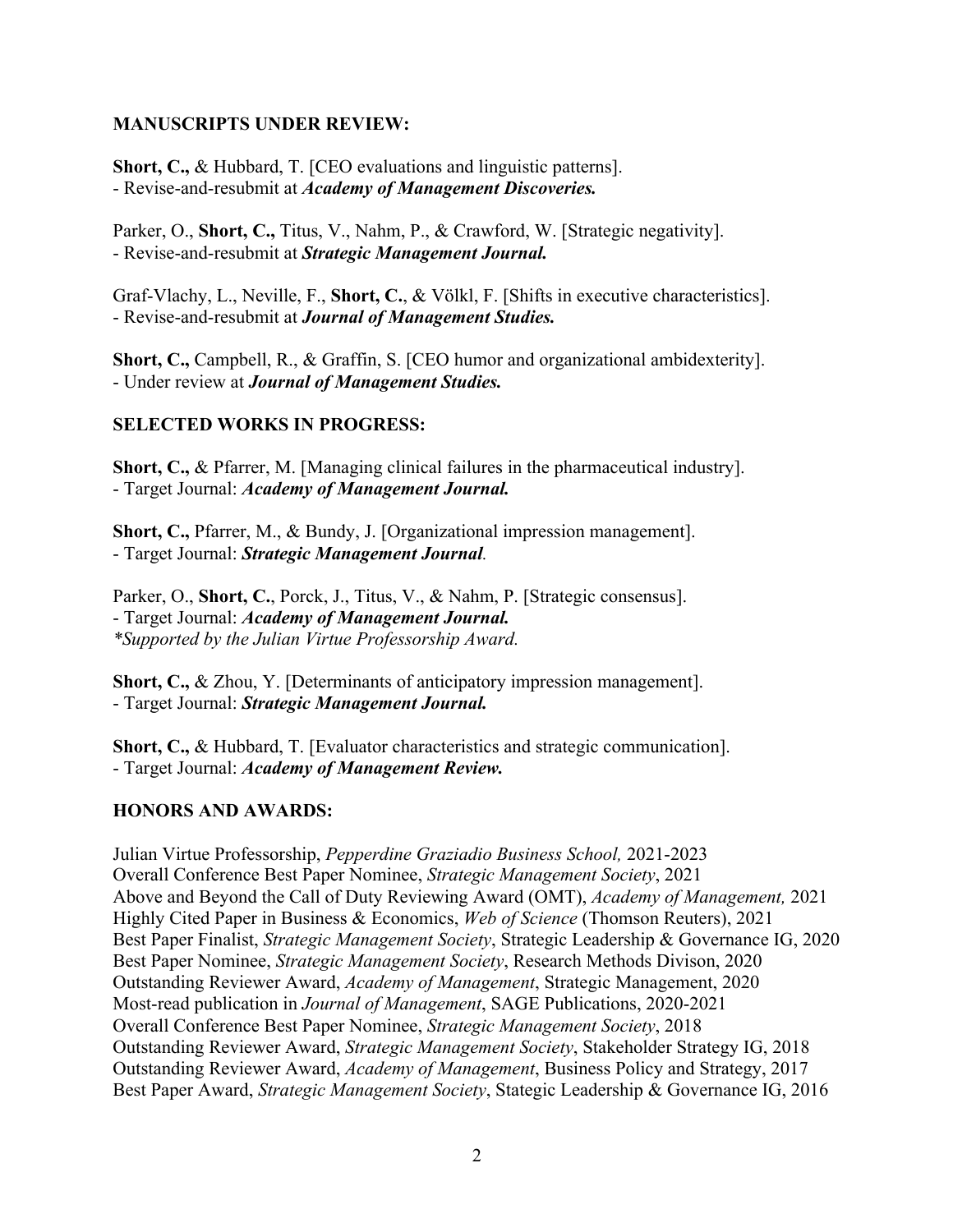## MANUSCRIPTS UNDER REVIEW:

**Short, C.,** & Hubbard, T. [CEO evaluations and linguistic patterns].
- Revise-and-resubmit at ***Academy of Management Discoveries.***

Parker, O., **Short, C.,** Titus, V., Nahm, P., & Crawford, W. [Strategic negativity].
- Revise-and-resubmit at ***Strategic Management Journal.***

Graf-Vlachy, L., Neville, F., **Short, C.**, & Völkl, F. [Shifts in executive characteristics].
- Revise-and-resubmit at ***Journal of Management Studies.***

**Short, C.,** Campbell, R., & Graffin, S. [CEO humor and organizational ambidexterity].
- Under review at ***Journal of Management Studies.***

## SELECTED WORKS IN PROGRESS:

**Short, C.,** & Pfarrer, M. [Managing clinical failures in the pharmaceutical industry].
- Target Journal: ***Academy of Management Journal.***

**Short, C.,** Pfarrer, M., & Bundy, J. [Organizational impression management].
- Target Journal: ***Strategic Management Journal**.*

Parker, O., **Short, C.**, Porck, J., Titus, V., & Nahm, P. [Strategic consensus].
- Target Journal: ***Academy of Management Journal.***
*\*Supported by the Julian Virtue Professorship Award.*

**Short, C.,** & Zhou, Y. [Determinants of anticipatory impression management].
- Target Journal: ***Strategic Management Journal.***

**Short, C.,** & Hubbard, T. [Evaluator characteristics and strategic communication].
- Target Journal: ***Academy of Management Review.***

## HONORS AND AWARDS:

Julian Virtue Professorship, *Pepperdine Graziadio Business School,* 2021-2023
Overall Conference Best Paper Nominee, *Strategic Management Society*, 2021
Above and Beyond the Call of Duty Reviewing Award (OMT), *Academy of Management,* 2021
Highly Cited Paper in Business & Economics, *Web of Science* (Thomson Reuters), 2021
Best Paper Finalist, *Strategic Management Society*, Strategic Leadership & Governance IG, 2020
Best Paper Nominee, *Strategic Management Society*, Research Methods Divison, 2020
Outstanding Reviewer Award, *Academy of Management*, Strategic Management, 2020
Most-read publication in *Journal of Management*, SAGE Publications, 2020-2021
Overall Conference Best Paper Nominee, *Strategic Management Society*, 2018
Outstanding Reviewer Award, *Strategic Management Society*, Stakeholder Strategy IG, 2018
Outstanding Reviewer Award, *Academy of Management*, Business Policy and Strategy, 2017
Best Paper Award, *Strategic Management Society*, Stategic Leadership & Governance IG, 2016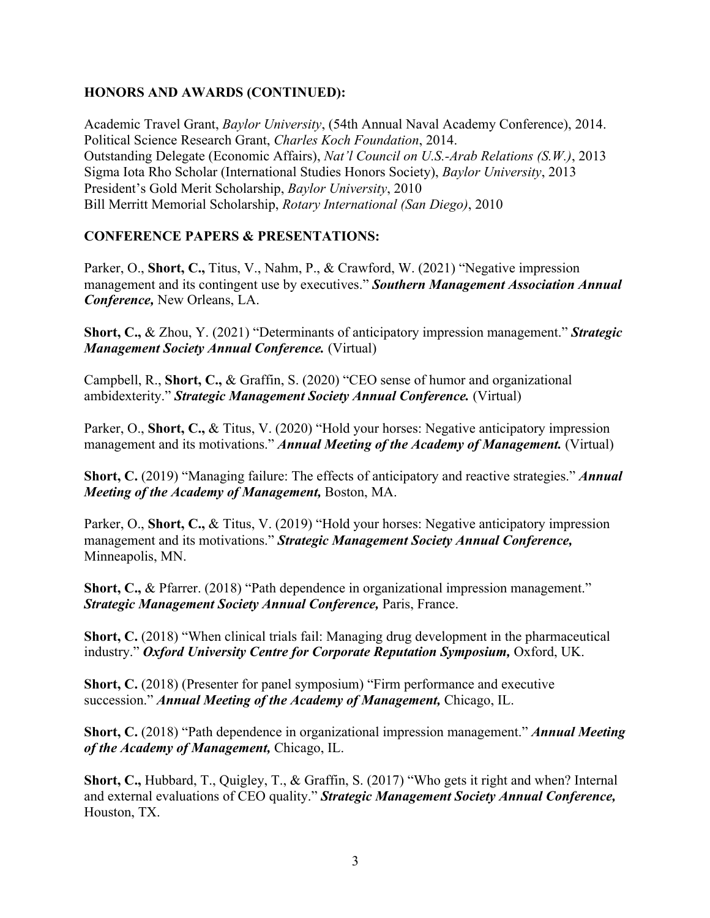## HONORS AND AWARDS (CONTINUED):

Academic Travel Grant, *Baylor University*, (54th Annual Naval Academy Conference), 2014.
Political Science Research Grant, *Charles Koch Foundation*, 2014.
Outstanding Delegate (Economic Affairs), *Nat'l Council on U.S.-Arab Relations (S.W.)*, 2013
Sigma Iota Rho Scholar (International Studies Honors Society), *Baylor University*, 2013
President's Gold Merit Scholarship, *Baylor University*, 2010
Bill Merritt Memorial Scholarship, *Rotary International (San Diego)*, 2010

## CONFERENCE PAPERS & PRESENTATIONS:

Parker, O., **Short, C.,** Titus, V., Nahm, P., & Crawford, W. (2021) "Negative impression management and its contingent use by executives." ***Southern Management Association Annual Conference,*** New Orleans, LA.

**Short, C.,** & Zhou, Y. (2021) "Determinants of anticipatory impression management." ***Strategic Management Society Annual Conference.*** (Virtual)

Campbell, R., **Short, C.,** & Graffin, S. (2020) "CEO sense of humor and organizational ambidexterity." ***Strategic Management Society Annual Conference.*** (Virtual)

Parker, O., **Short, C.,** & Titus, V. (2020) "Hold your horses: Negative anticipatory impression management and its motivations." ***Annual Meeting of the Academy of Management.*** (Virtual)

**Short, C.** (2019) "Managing failure: The effects of anticipatory and reactive strategies." ***Annual Meeting of the Academy of Management,*** Boston, MA.

Parker, O., **Short, C.,** & Titus, V. (2019) "Hold your horses: Negative anticipatory impression management and its motivations." ***Strategic Management Society Annual Conference,*** Minneapolis, MN.

**Short, C.,** & Pfarrer. (2018) "Path dependence in organizational impression management." ***Strategic Management Society Annual Conference,*** Paris, France.

**Short, C.** (2018) "When clinical trials fail: Managing drug development in the pharmaceutical industry." ***Oxford University Centre for Corporate Reputation Symposium,*** Oxford, UK.

**Short, C.** (2018) (Presenter for panel symposium) "Firm performance and executive succession." ***Annual Meeting of the Academy of Management,*** Chicago, IL.

**Short, C.** (2018) "Path dependence in organizational impression management." ***Annual Meeting of the Academy of Management,*** Chicago, IL.

**Short, C.,** Hubbard, T., Quigley, T., & Graffin, S. (2017) "Who gets it right and when? Internal and external evaluations of CEO quality." ***Strategic Management Society Annual Conference,*** Houston, TX.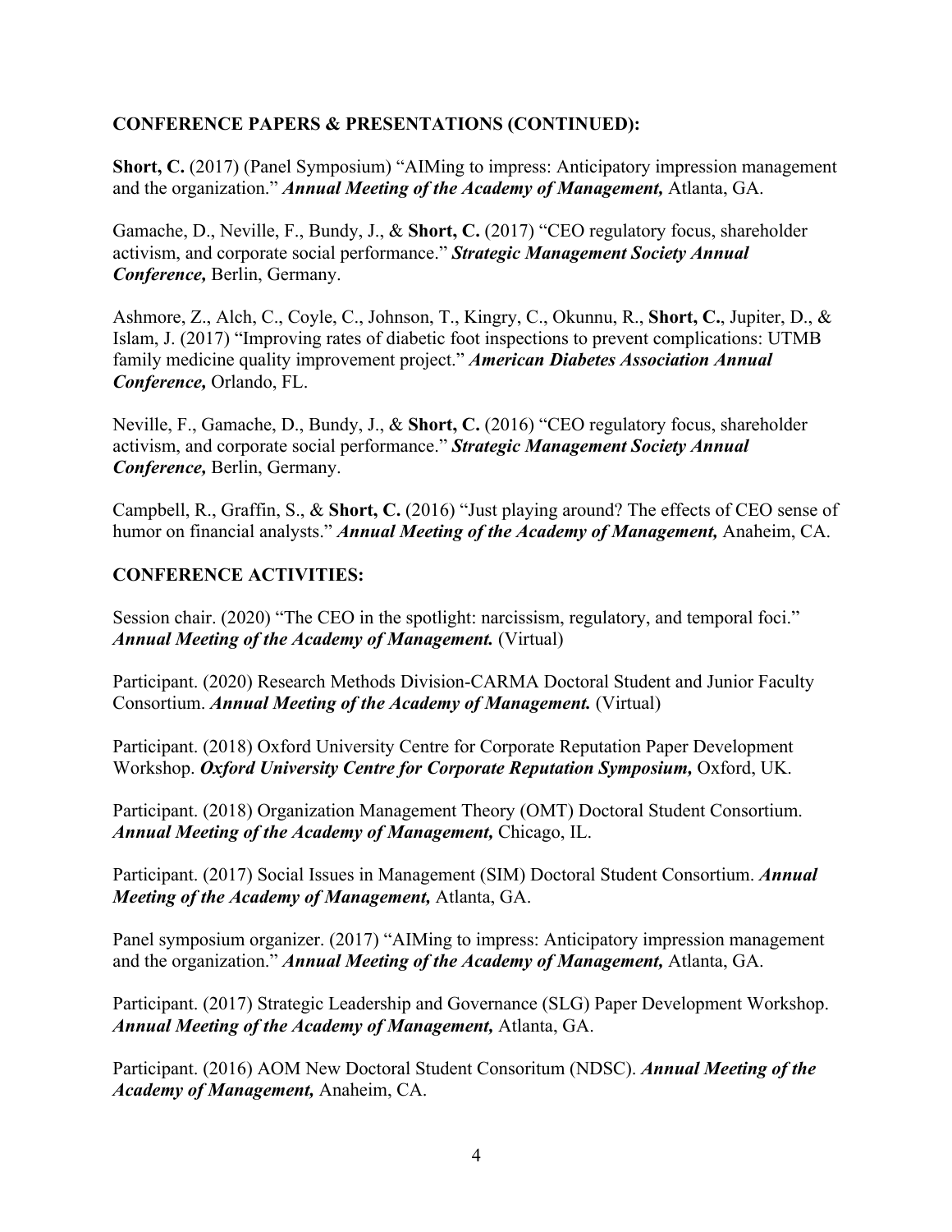## CONFERENCE PAPERS & PRESENTATIONS (CONTINUED):

**Short, C.** (2017) (Panel Symposium) "AIMing to impress: Anticipatory impression management and the organization." ***Annual Meeting of the Academy of Management,*** Atlanta, GA.

Gamache, D., Neville, F., Bundy, J., & **Short, C.** (2017) "CEO regulatory focus, shareholder activism, and corporate social performance." ***Strategic Management Society Annual Conference,*** Berlin, Germany.

Ashmore, Z., Alch, C., Coyle, C., Johnson, T., Kingry, C., Okunnu, R., **Short, C.**, Jupiter, D., & Islam, J. (2017) "Improving rates of diabetic foot inspections to prevent complications: UTMB family medicine quality improvement project." ***American Diabetes Association Annual Conference,*** Orlando, FL.

Neville, F., Gamache, D., Bundy, J., & **Short, C.** (2016) "CEO regulatory focus, shareholder activism, and corporate social performance." ***Strategic Management Society Annual Conference,*** Berlin, Germany.

Campbell, R., Graffin, S., & **Short, C.** (2016) "Just playing around? The effects of CEO sense of humor on financial analysts." ***Annual Meeting of the Academy of Management,*** Anaheim, CA.

## CONFERENCE ACTIVITIES:

Session chair. (2020) "The CEO in the spotlight: narcissism, regulatory, and temporal foci." ***Annual Meeting of the Academy of Management.*** (Virtual)

Participant. (2020) Research Methods Division-CARMA Doctoral Student and Junior Faculty Consortium. ***Annual Meeting of the Academy of Management.*** (Virtual)

Participant. (2018) Oxford University Centre for Corporate Reputation Paper Development Workshop. ***Oxford University Centre for Corporate Reputation Symposium,*** Oxford, UK.

Participant. (2018) Organization Management Theory (OMT) Doctoral Student Consortium. ***Annual Meeting of the Academy of Management,*** Chicago, IL.

Participant. (2017) Social Issues in Management (SIM) Doctoral Student Consortium. ***Annual Meeting of the Academy of Management,*** Atlanta, GA.

Panel symposium organizer. (2017) "AIMing to impress: Anticipatory impression management and the organization." ***Annual Meeting of the Academy of Management,*** Atlanta, GA.

Participant. (2017) Strategic Leadership and Governance (SLG) Paper Development Workshop. ***Annual Meeting of the Academy of Management,*** Atlanta, GA.

Participant. (2016) AOM New Doctoral Student Consoritum (NDSC). ***Annual Meeting of the Academy of Management,*** Anaheim, CA.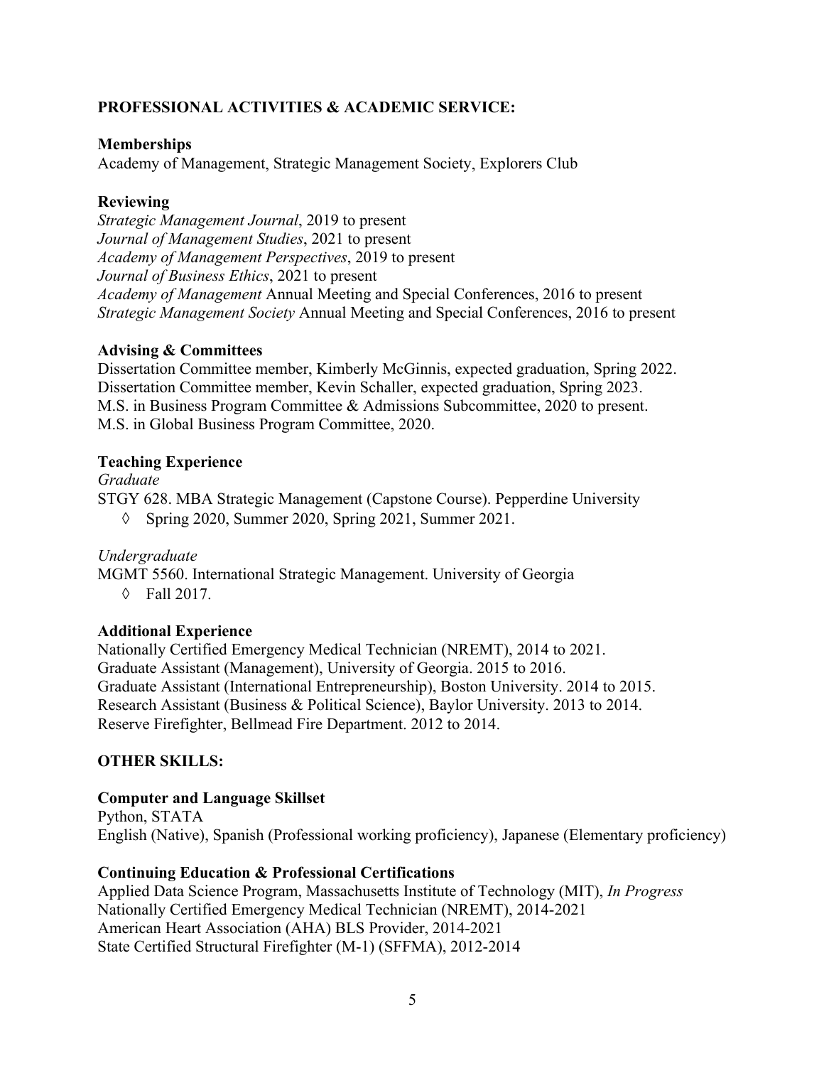## PROFESSIONAL ACTIVITIES & ACADEMIC SERVICE:

### Memberships

Academy of Management, Strategic Management Society, Explorers Club

### Reviewing

*Strategic Management Journal*, 2019 to present
*Journal of Management Studies*, 2021 to present
*Academy of Management Perspectives*, 2019 to present
*Journal of Business Ethics*, 2021 to present
*Academy of Management* Annual Meeting and Special Conferences, 2016 to present
*Strategic Management Society* Annual Meeting and Special Conferences, 2016 to present

### Advising & Committees

Dissertation Committee member, Kimberly McGinnis, expected graduation, Spring 2022.
Dissertation Committee member, Kevin Schaller, expected graduation, Spring 2023.
M.S. in Business Program Committee & Admissions Subcommittee, 2020 to present.
M.S. in Global Business Program Committee, 2020.

### Teaching Experience

*Graduate*

STGY 628. MBA Strategic Management (Capstone Course). Pepperdine University

- ◊ Spring 2020, Summer 2020, Spring 2021, Summer 2021.

*Undergraduate*

MGMT 5560. International Strategic Management. University of Georgia

- ◊ Fall 2017.

### Additional Experience

Nationally Certified Emergency Medical Technician (NREMT), 2014 to 2021.
Graduate Assistant (Management), University of Georgia. 2015 to 2016.
Graduate Assistant (International Entrepreneurship), Boston University. 2014 to 2015.
Research Assistant (Business & Political Science), Baylor University. 2013 to 2014.
Reserve Firefighter, Bellmead Fire Department. 2012 to 2014.

## OTHER SKILLS:

### Computer and Language Skillset

Python, STATA
English (Native), Spanish (Professional working proficiency), Japanese (Elementary proficiency)

### Continuing Education & Professional Certifications

Applied Data Science Program, Massachusetts Institute of Technology (MIT), *In Progress*
Nationally Certified Emergency Medical Technician (NREMT), 2014-2021
American Heart Association (AHA) BLS Provider, 2014-2021
State Certified Structural Firefighter (M-1) (SFFMA), 2012-2014